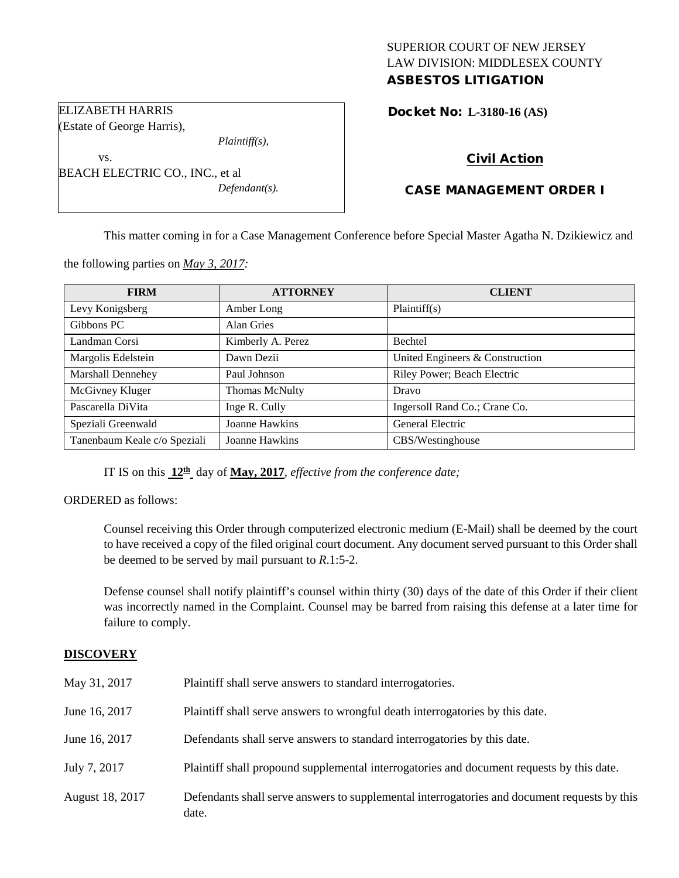SUPERIOR COURT OF NEW JERSEY
LAW DIVISION: MIDDLESEX COUNTY
**ASBESTOS LITIGATION**

ELIZABETH HARRIS
(Estate of George Harris),
*Plaintiff(s),*
vs.
BEACH ELECTRIC CO., INC., et al
*Defendant(s).*

**Docket No: L-3180-16 (AS)**

**Civil Action**

**CASE MANAGEMENT ORDER I**

This matter coming in for a Case Management Conference before Special Master Agatha N. Dzikiewicz and the following parties on *May 3, 2017:*

| FIRM | ATTORNEY | CLIENT |
|---|---|---|
| Levy Konigsberg | Amber Long | Plaintiff(s) |
| Gibbons PC | Alan Gries | |
| Landman Corsi | Kimberly A. Perez | Bechtel |
| Margolis Edelstein | Dawn Dezii | United Engineers & Construction |
| Marshall Dennehey | Paul Johnson | Riley Power; Beach Electric |
| McGivney Kluger | Thomas McNulty | Dravo |
| Pascarella DiVita | Inge R. Cully | Ingersoll Rand Co.; Crane Co. |
| Speziali Greenwald | Joanne Hawkins | General Electric |
| Tanenbaum Keale c/o Speziali | Joanne Hawkins | CBS/Westinghouse |

IT IS on this **12th** day of **May, 2017**, *effective from the conference date;*

ORDERED as follows:

Counsel receiving this Order through computerized electronic medium (E-Mail) shall be deemed by the court to have received a copy of the filed original court document. Any document served pursuant to this Order shall be deemed to be served by mail pursuant to *R*.1:5-2.

Defense counsel shall notify plaintiff's counsel within thirty (30) days of the date of this Order if their client was incorrectly named in the Complaint. Counsel may be barred from raising this defense at a later time for failure to comply.

## DISCOVERY

| | |
|---|---|
| May 31, 2017 | Plaintiff shall serve answers to standard interrogatories. |
| June 16, 2017 | Plaintiff shall serve answers to wrongful death interrogatories by this date. |
| June 16, 2017 | Defendants shall serve answers to standard interrogatories by this date. |
| July 7, 2017 | Plaintiff shall propound supplemental interrogatories and document requests by this date. |
| August 18, 2017 | Defendants shall serve answers to supplemental interrogatories and document requests by this date. |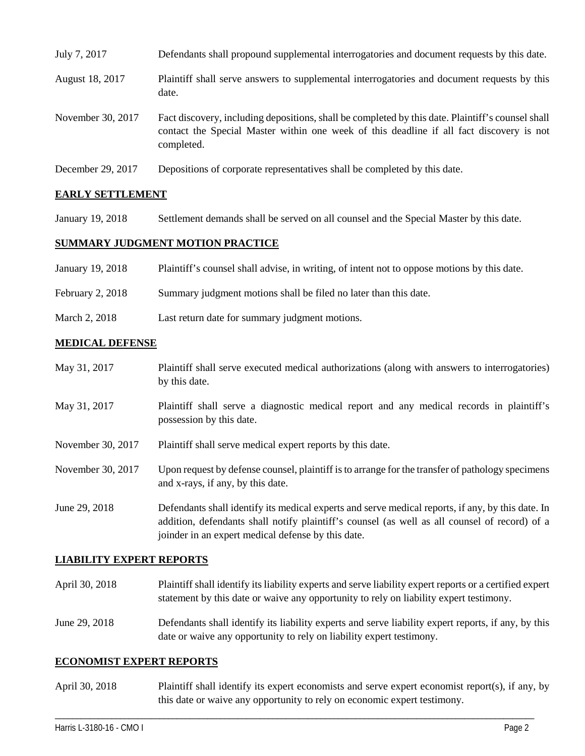| | |
|---|---|
| July 7, 2017 | Defendants shall propound supplemental interrogatories and document requests by this date. |
| August 18, 2017 | Plaintiff shall serve answers to supplemental interrogatories and document requests by this date. |
| November 30, 2017 | Fact discovery, including depositions, shall be completed by this date. Plaintiff's counsel shall contact the Special Master within one week of this deadline if all fact discovery is not completed. |
| December 29, 2017 | Depositions of corporate representatives shall be completed by this date. |

## EARLY SETTLEMENT

| | |
|---|---|
| January 19, 2018 | Settlement demands shall be served on all counsel and the Special Master by this date. |

## SUMMARY JUDGMENT MOTION PRACTICE

| | |
|---|---|
| January 19, 2018 | Plaintiff's counsel shall advise, in writing, of intent not to oppose motions by this date. |
| February 2, 2018 | Summary judgment motions shall be filed no later than this date. |
| March 2, 2018 | Last return date for summary judgment motions. |

## MEDICAL DEFENSE

| | |
|---|---|
| May 31, 2017 | Plaintiff shall serve executed medical authorizations (along with answers to interrogatories) by this date. |
| May 31, 2017 | Plaintiff shall serve a diagnostic medical report and any medical records in plaintiff's possession by this date. |
| November 30, 2017 | Plaintiff shall serve medical expert reports by this date. |
| November 30, 2017 | Upon request by defense counsel, plaintiff is to arrange for the transfer of pathology specimens and x-rays, if any, by this date. |
| June 29, 2018 | Defendants shall identify its medical experts and serve medical reports, if any, by this date. In addition, defendants shall notify plaintiff's counsel (as well as all counsel of record) of a joinder in an expert medical defense by this date. |

## LIABILITY EXPERT REPORTS

| | |
|---|---|
| April 30, 2018 | Plaintiff shall identify its liability experts and serve liability expert reports or a certified expert statement by this date or waive any opportunity to rely on liability expert testimony. |
| June 29, 2018 | Defendants shall identify its liability experts and serve liability expert reports, if any, by this date or waive any opportunity to rely on liability expert testimony. |

## ECONOMIST EXPERT REPORTS

| | |
|---|---|
| April 30, 2018 | Plaintiff shall identify its expert economists and serve expert economist report(s), if any, by this date or waive any opportunity to rely on economic expert testimony. |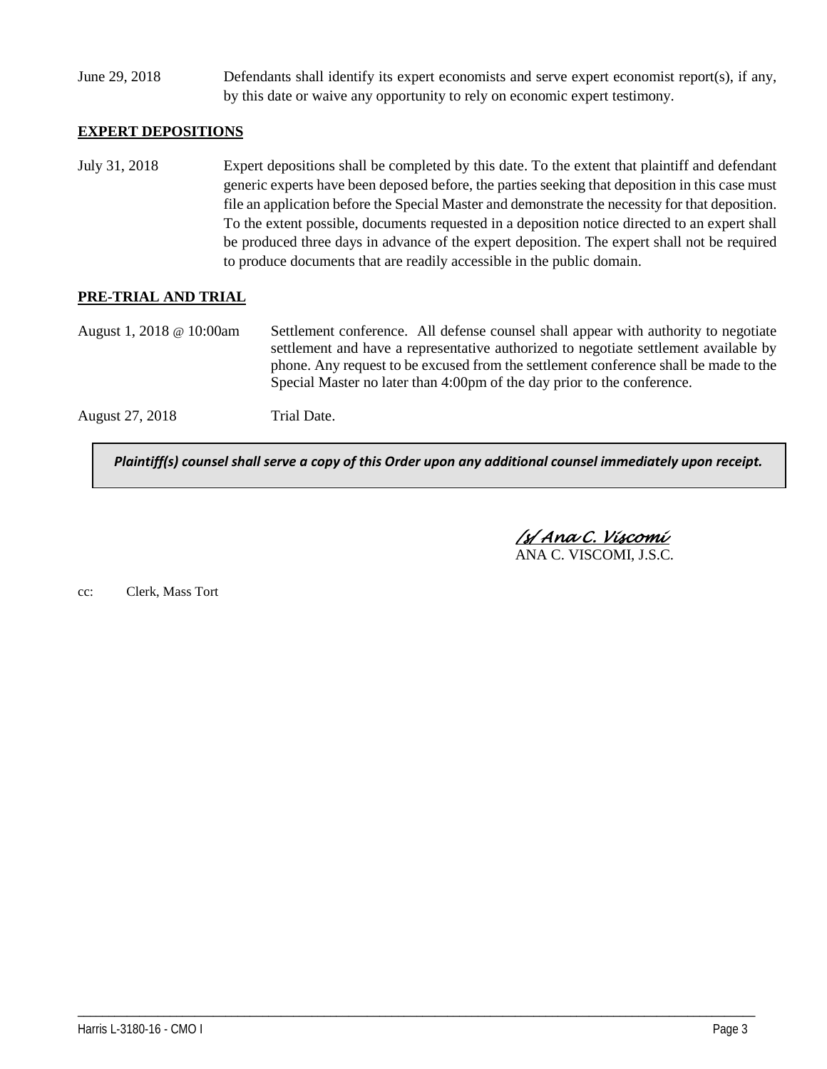June 29, 2018 Defendants shall identify its expert economists and serve expert economist report(s), if any, by this date or waive any opportunity to rely on economic expert testimony.

**EXPERT DEPOSITIONS**

July 31, 2018 Expert depositions shall be completed by this date. To the extent that plaintiff and defendant generic experts have been deposed before, the parties seeking that deposition in this case must file an application before the Special Master and demonstrate the necessity for that deposition. To the extent possible, documents requested in a deposition notice directed to an expert shall be produced three days in advance of the expert deposition. The expert shall not be required to produce documents that are readily accessible in the public domain.

**PRE-TRIAL AND TRIAL**

August 1, 2018 @ 10:00am Settlement conference. All defense counsel shall appear with authority to negotiate settlement and have a representative authorized to negotiate settlement available by phone. Any request to be excused from the settlement conference shall be made to the Special Master no later than 4:00pm of the day prior to the conference.

August 27, 2018 Trial Date.

***Plaintiff(s) counsel shall serve a copy of this Order upon any additional counsel immediately upon receipt.***

*/s/ Ana C. Viscomi*
ANA C. VISCOMI, J.S.C.

cc: Clerk, Mass Tort